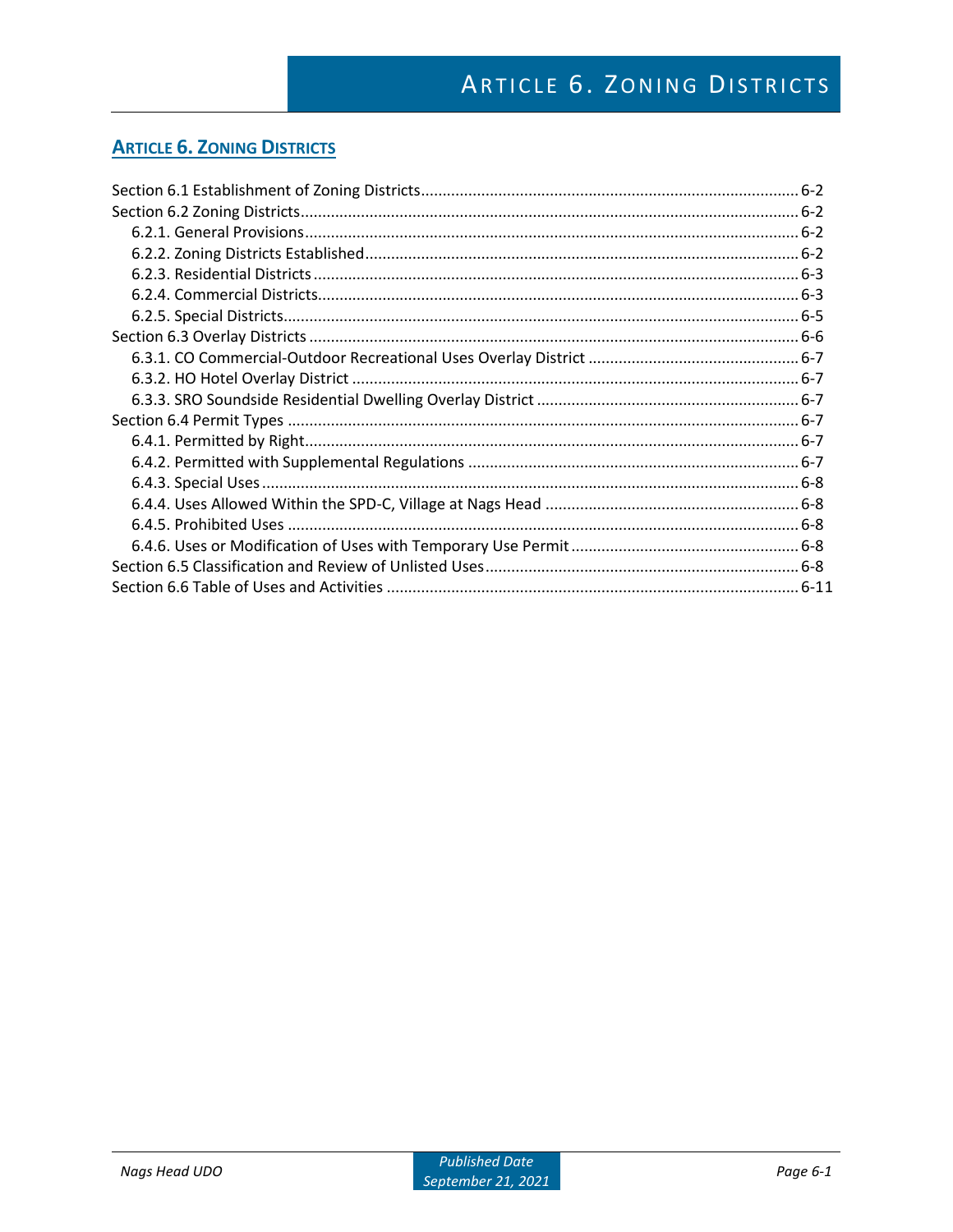# ARTICLE 6. ZONING DISTRICTS

Section 6.1 Establishment of Zoning Districts ........................................................................................ 6-2
Section 6.2 Zoning Districts........................................................................................................................ 6-2
- 6.2.1. General Provisions ...................................................................................................................... 6-2
- 6.2.2. Zoning Districts Established ....................................................................................................... 6-2
- 6.2.3. Residential Districts .................................................................................................................... 6-3
- 6.2.4. Commercial Districts................................................................................................................... 6-3
- 6.2.5. Special Districts........................................................................................................................... 6-5

Section 6.3 Overlay Districts ...................................................................................................................... 6-6
- 6.3.1. CO Commercial-Outdoor Recreational Uses Overlay District ................................................. 6-7
- 6.3.2. HO Hotel Overlay District ........................................................................................................... 6-7
- 6.3.3. SRO Soundside Residential Dwelling Overlay District ............................................................. 6-7

Section 6.4 Permit Types ............................................................................................................................ 6-7
- 6.4.1. Permitted by Right....................................................................................................................... 6-7
- 6.4.2. Permitted with Supplemental Regulations ............................................................................. 6-7
- 6.4.3. Special Uses ................................................................................................................................ 6-8
- 6.4.4. Uses Allowed Within the SPD-C, Village at Nags Head ........................................................... 6-8
- 6.4.5. Prohibited Uses ........................................................................................................................... 6-8
- 6.4.6. Uses or Modification of Uses with Temporary Use Permit ..................................................... 6-8

Section 6.5 Classification and Review of Unlisted Uses......................................................................... 6-8
Section 6.6 Table of Uses and Activities ................................................................................................. 6-11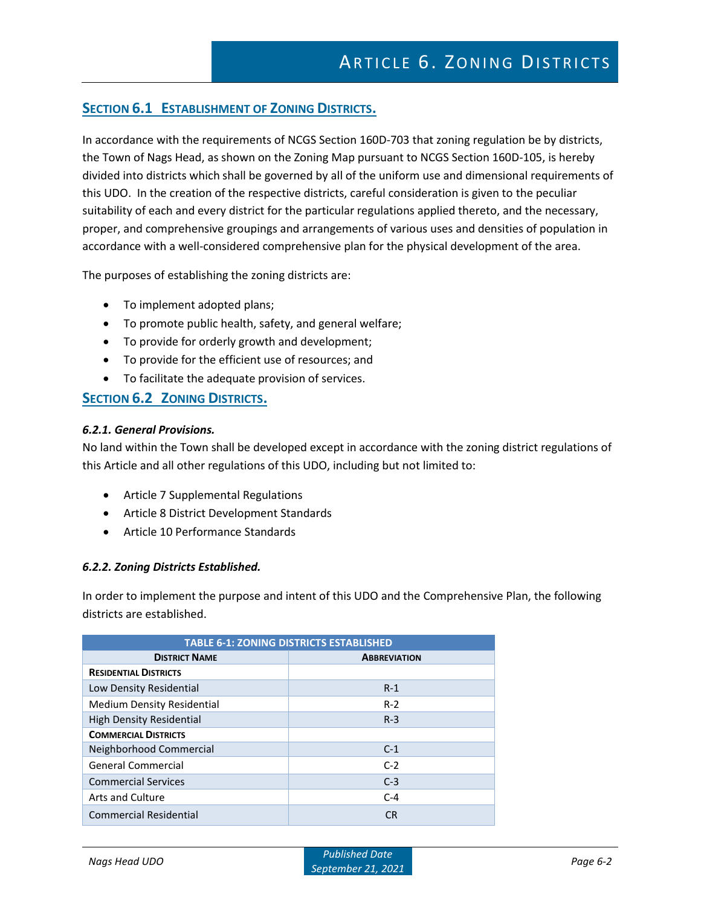# Article 6. Zoning Districts

## Section 6.1 Establishment of Zoning Districts.

In accordance with the requirements of NCGS Section 160D-703 that zoning regulation be by districts, the Town of Nags Head, as shown on the Zoning Map pursuant to NCGS Section 160D-105, is hereby divided into districts which shall be governed by all of the uniform use and dimensional requirements of this UDO. In the creation of the respective districts, careful consideration is given to the peculiar suitability of each and every district for the particular regulations applied thereto, and the necessary, proper, and comprehensive groupings and arrangements of various uses and densities of population in accordance with a well-considered comprehensive plan for the physical development of the area.

The purposes of establishing the zoning districts are:

- To implement adopted plans;
- To promote public health, safety, and general welfare;
- To provide for orderly growth and development;
- To provide for the efficient use of resources; and
- To facilitate the adequate provision of services.

## Section 6.2 Zoning Districts.

### *6.2.1. General Provisions.*

No land within the Town shall be developed except in accordance with the zoning district regulations of this Article and all other regulations of this UDO, including but not limited to:

- Article 7 Supplemental Regulations
- Article 8 District Development Standards
- Article 10 Performance Standards

### *6.2.2. Zoning Districts Established.*

In order to implement the purpose and intent of this UDO and the Comprehensive Plan, the following districts are established.

| TABLE 6-1: ZONING DISTRICTS ESTABLISHED | |
|---|---|
| **District Name** | **Abbreviation** |
| **Residential Districts** | |
| Low Density Residential | R-1 |
| Medium Density Residential | R-2 |
| High Density Residential | R-3 |
| **Commercial Districts** | |
| Neighborhood Commercial | C-1 |
| General Commercial | C-2 |
| Commercial Services | C-3 |
| Arts and Culture | C-4 |
| Commercial Residential | CR |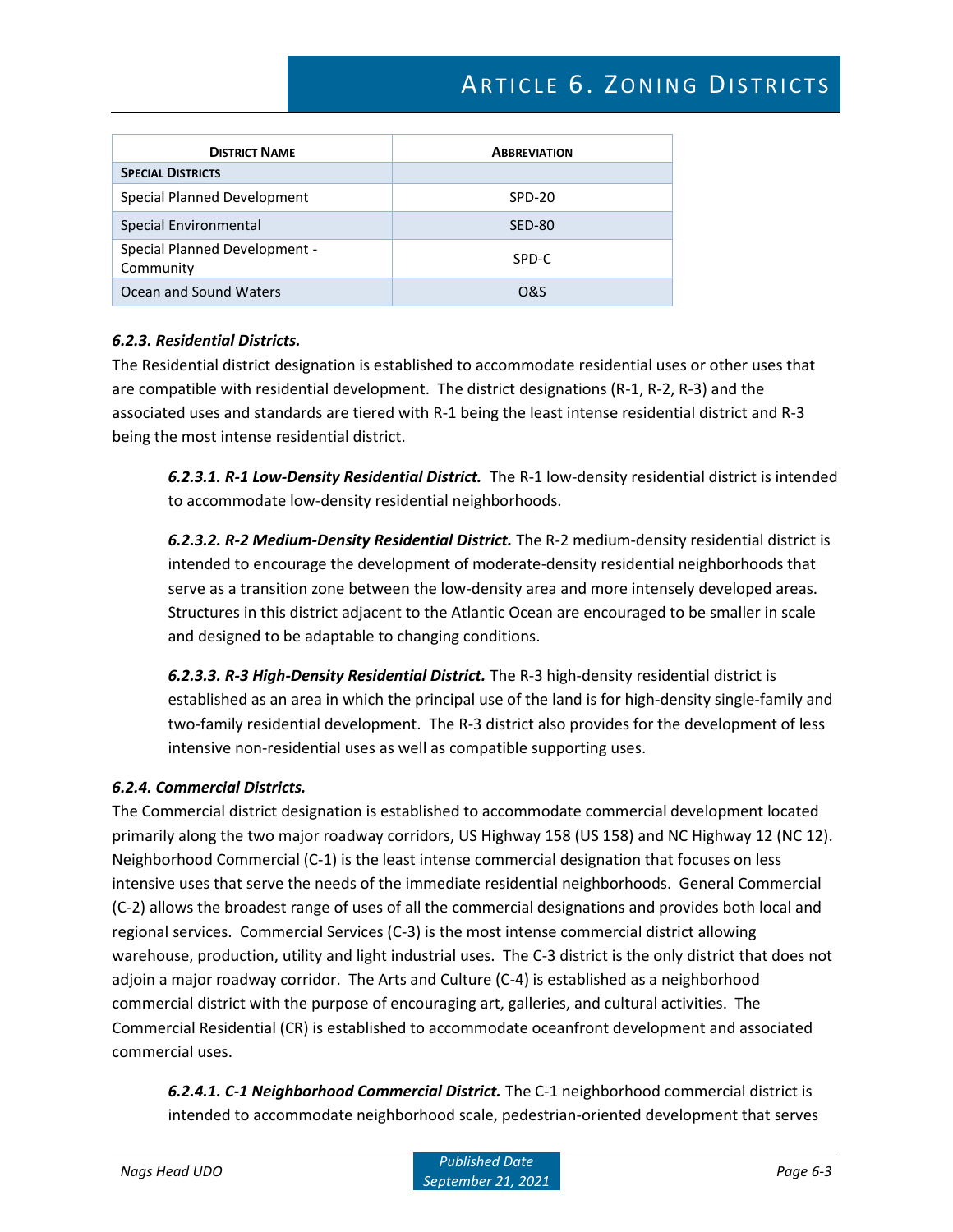| District Name | Abbreviation |
|---|---|
| **Special Districts** | |
| Special Planned Development | SPD-20 |
| Special Environmental | SED-80 |
| Special Planned Development - Community | SPD-C |
| Ocean and Sound Waters | O&S |

***6.2.3. Residential Districts.***

The Residential district designation is established to accommodate residential uses or other uses that are compatible with residential development. The district designations (R-1, R-2, R-3) and the associated uses and standards are tiered with R-1 being the least intense residential district and R-3 being the most intense residential district.

> ***6.2.3.1. R-1 Low-Density Residential District.*** The R-1 low-density residential district is intended to accommodate low-density residential neighborhoods.
>
> ***6.2.3.2. R-2 Medium-Density Residential District.*** The R-2 medium-density residential district is intended to encourage the development of moderate-density residential neighborhoods that serve as a transition zone between the low-density area and more intensely developed areas. Structures in this district adjacent to the Atlantic Ocean are encouraged to be smaller in scale and designed to be adaptable to changing conditions.
>
> ***6.2.3.3. R-3 High-Density Residential District.*** The R-3 high-density residential district is established as an area in which the principal use of the land is for high-density single-family and two-family residential development. The R-3 district also provides for the development of less intensive non-residential uses as well as compatible supporting uses.

***6.2.4. Commercial Districts.***

The Commercial district designation is established to accommodate commercial development located primarily along the two major roadway corridors, US Highway 158 (US 158) and NC Highway 12 (NC 12). Neighborhood Commercial (C-1) is the least intense commercial designation that focuses on less intensive uses that serve the needs of the immediate residential neighborhoods. General Commercial (C-2) allows the broadest range of uses of all the commercial designations and provides both local and regional services. Commercial Services (C-3) is the most intense commercial district allowing warehouse, production, utility and light industrial uses. The C-3 district is the only district that does not adjoin a major roadway corridor. The Arts and Culture (C-4) is established as a neighborhood commercial district with the purpose of encouraging art, galleries, and cultural activities. The Commercial Residential (CR) is established to accommodate oceanfront development and associated commercial uses.

> ***6.2.4.1. C-1 Neighborhood Commercial District.*** The C-1 neighborhood commercial district is intended to accommodate neighborhood scale, pedestrian-oriented development that serves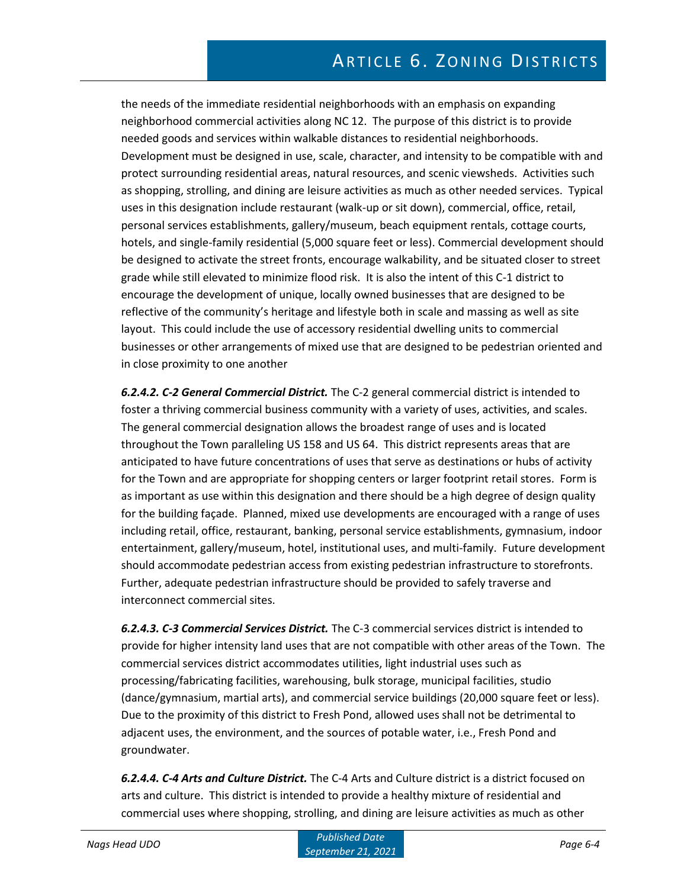the needs of the immediate residential neighborhoods with an emphasis on expanding neighborhood commercial activities along NC 12. The purpose of this district is to provide needed goods and services within walkable distances to residential neighborhoods. Development must be designed in use, scale, character, and intensity to be compatible with and protect surrounding residential areas, natural resources, and scenic viewsheds. Activities such as shopping, strolling, and dining are leisure activities as much as other needed services. Typical uses in this designation include restaurant (walk-up or sit down), commercial, office, retail, personal services establishments, gallery/museum, beach equipment rentals, cottage courts, hotels, and single-family residential (5,000 square feet or less). Commercial development should be designed to activate the street fronts, encourage walkability, and be situated closer to street grade while still elevated to minimize flood risk. It is also the intent of this C-1 district to encourage the development of unique, locally owned businesses that are designed to be reflective of the community's heritage and lifestyle both in scale and massing as well as site layout. This could include the use of accessory residential dwelling units to commercial businesses or other arrangements of mixed use that are designed to be pedestrian oriented and in close proximity to one another

***6.2.4.2. C-2 General Commercial District.*** The C-2 general commercial district is intended to foster a thriving commercial business community with a variety of uses, activities, and scales. The general commercial designation allows the broadest range of uses and is located throughout the Town paralleling US 158 and US 64. This district represents areas that are anticipated to have future concentrations of uses that serve as destinations or hubs of activity for the Town and are appropriate for shopping centers or larger footprint retail stores. Form is as important as use within this designation and there should be a high degree of design quality for the building façade. Planned, mixed use developments are encouraged with a range of uses including retail, office, restaurant, banking, personal service establishments, gymnasium, indoor entertainment, gallery/museum, hotel, institutional uses, and multi-family. Future development should accommodate pedestrian access from existing pedestrian infrastructure to storefronts. Further, adequate pedestrian infrastructure should be provided to safely traverse and interconnect commercial sites.

***6.2.4.3. C-3 Commercial Services District.*** The C-3 commercial services district is intended to provide for higher intensity land uses that are not compatible with other areas of the Town. The commercial services district accommodates utilities, light industrial uses such as processing/fabricating facilities, warehousing, bulk storage, municipal facilities, studio (dance/gymnasium, martial arts), and commercial service buildings (20,000 square feet or less). Due to the proximity of this district to Fresh Pond, allowed uses shall not be detrimental to adjacent uses, the environment, and the sources of potable water, i.e., Fresh Pond and groundwater.

***6.2.4.4. C-4 Arts and Culture District.*** The C-4 Arts and Culture district is a district focused on arts and culture. This district is intended to provide a healthy mixture of residential and commercial uses where shopping, strolling, and dining are leisure activities as much as other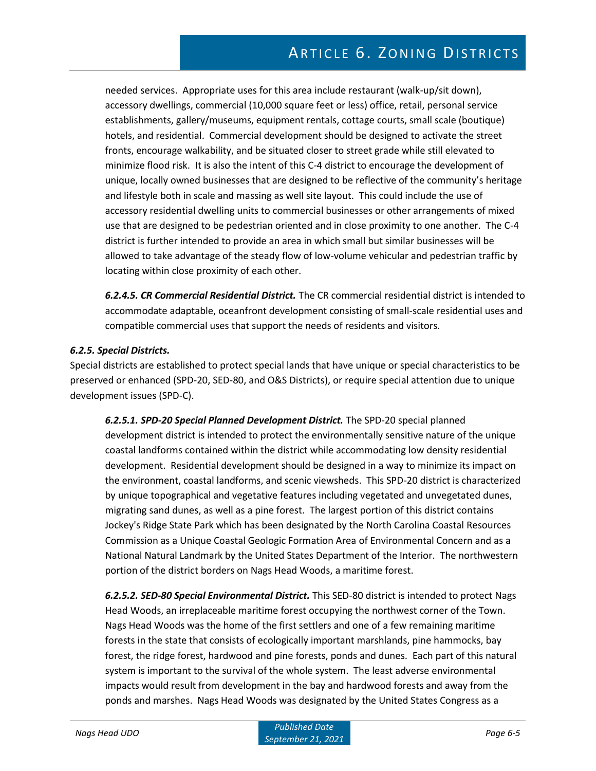needed services. Appropriate uses for this area include restaurant (walk-up/sit down), accessory dwellings, commercial (10,000 square feet or less) office, retail, personal service establishments, gallery/museums, equipment rentals, cottage courts, small scale (boutique) hotels, and residential. Commercial development should be designed to activate the street fronts, encourage walkability, and be situated closer to street grade while still elevated to minimize flood risk. It is also the intent of this C-4 district to encourage the development of unique, locally owned businesses that are designed to be reflective of the community's heritage and lifestyle both in scale and massing as well site layout. This could include the use of accessory residential dwelling units to commercial businesses or other arrangements of mixed use that are designed to be pedestrian oriented and in close proximity to one another. The C-4 district is further intended to provide an area in which small but similar businesses will be allowed to take advantage of the steady flow of low-volume vehicular and pedestrian traffic by locating within close proximity of each other.

***6.2.4.5. CR Commercial Residential District.*** The CR commercial residential district is intended to accommodate adaptable, oceanfront development consisting of small-scale residential uses and compatible commercial uses that support the needs of residents and visitors.

***6.2.5. Special Districts.***

Special districts are established to protect special lands that have unique or special characteristics to be preserved or enhanced (SPD-20, SED-80, and O&S Districts), or require special attention due to unique development issues (SPD-C).

***6.2.5.1. SPD-20 Special Planned Development District.*** The SPD-20 special planned development district is intended to protect the environmentally sensitive nature of the unique coastal landforms contained within the district while accommodating low density residential development. Residential development should be designed in a way to minimize its impact on the environment, coastal landforms, and scenic viewsheds. This SPD-20 district is characterized by unique topographical and vegetative features including vegetated and unvegetated dunes, migrating sand dunes, as well as a pine forest. The largest portion of this district contains Jockey's Ridge State Park which has been designated by the North Carolina Coastal Resources Commission as a Unique Coastal Geologic Formation Area of Environmental Concern and as a National Natural Landmark by the United States Department of the Interior. The northwestern portion of the district borders on Nags Head Woods, a maritime forest.

***6.2.5.2. SED-80 Special Environmental District.*** This SED-80 district is intended to protect Nags Head Woods, an irreplaceable maritime forest occupying the northwest corner of the Town. Nags Head Woods was the home of the first settlers and one of a few remaining maritime forests in the state that consists of ecologically important marshlands, pine hammocks, bay forest, the ridge forest, hardwood and pine forests, ponds and dunes. Each part of this natural system is important to the survival of the whole system. The least adverse environmental impacts would result from development in the bay and hardwood forests and away from the ponds and marshes. Nags Head Woods was designated by the United States Congress as a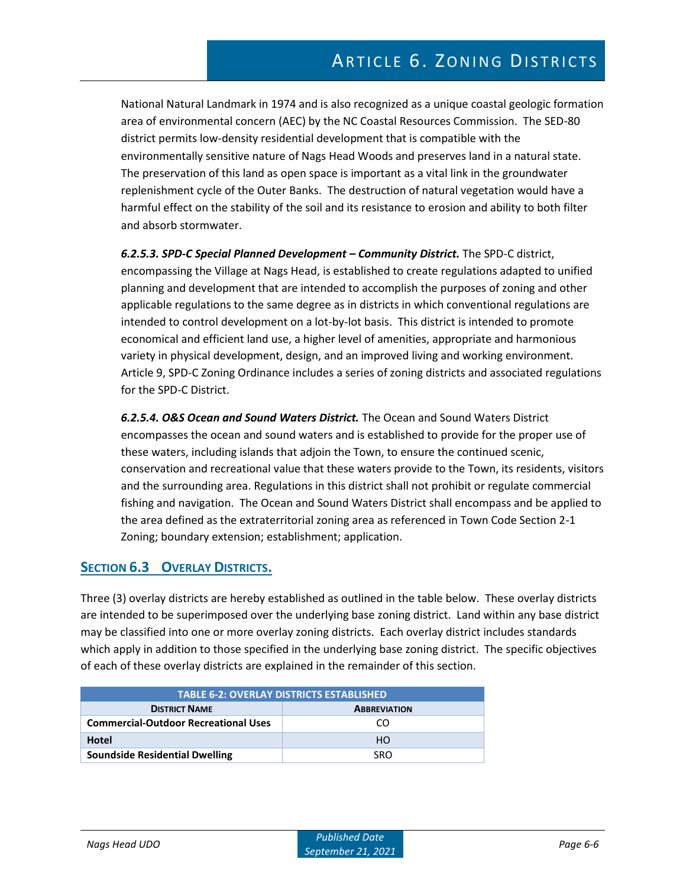National Natural Landmark in 1974 and is also recognized as a unique coastal geologic formation area of environmental concern (AEC) by the NC Coastal Resources Commission. The SED-80 district permits low-density residential development that is compatible with the environmentally sensitive nature of Nags Head Woods and preserves land in a natural state. The preservation of this land as open space is important as a vital link in the groundwater replenishment cycle of the Outer Banks. The destruction of natural vegetation would have a harmful effect on the stability of the soil and its resistance to erosion and ability to both filter and absorb stormwater.

***6.2.5.3. SPD-C Special Planned Development – Community District.*** The SPD-C district, encompassing the Village at Nags Head, is established to create regulations adapted to unified planning and development that are intended to accomplish the purposes of zoning and other applicable regulations to the same degree as in districts in which conventional regulations are intended to control development on a lot-by-lot basis. This district is intended to promote economical and efficient land use, a higher level of amenities, appropriate and harmonious variety in physical development, design, and an improved living and working environment. Article 9, SPD-C Zoning Ordinance includes a series of zoning districts and associated regulations for the SPD-C District.

***6.2.5.4. O&S Ocean and Sound Waters District.*** The Ocean and Sound Waters District encompasses the ocean and sound waters and is established to provide for the proper use of these waters, including islands that adjoin the Town, to ensure the continued scenic, conservation and recreational value that these waters provide to the Town, its residents, visitors and the surrounding area. Regulations in this district shall not prohibit or regulate commercial fishing and navigation. The Ocean and Sound Waters District shall encompass and be applied to the area defined as the extraterritorial zoning area as referenced in Town Code Section 2-1 Zoning; boundary extension; establishment; application.

## SECTION 6.3 OVERLAY DISTRICTS.

Three (3) overlay districts are hereby established as outlined in the table below. These overlay districts are intended to be superimposed over the underlying base zoning district. Land within any base district may be classified into one or more overlay zoning districts. Each overlay district includes standards which apply in addition to those specified in the underlying base zoning district. The specific objectives of each of these overlay districts are explained in the remainder of this section.

**TABLE 6-2: OVERLAY DISTRICTS ESTABLISHED**

| District Name | Abbreviation |
|---|---|
| **Commercial-Outdoor Recreational Uses** | CO |
| **Hotel** | HO |
| **Soundside Residential Dwelling** | SRO |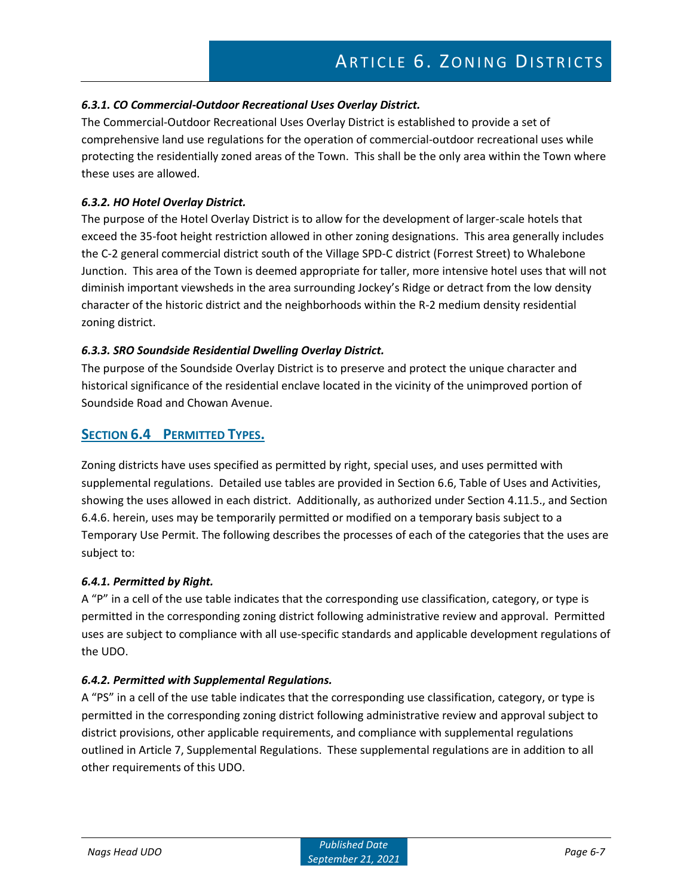#### *6.3.1. CO Commercial-Outdoor Recreational Uses Overlay District.*

The Commercial-Outdoor Recreational Uses Overlay District is established to provide a set of comprehensive land use regulations for the operation of commercial-outdoor recreational uses while protecting the residentially zoned areas of the Town. This shall be the only area within the Town where these uses are allowed.

#### *6.3.2. HO Hotel Overlay District.*

The purpose of the Hotel Overlay District is to allow for the development of larger-scale hotels that exceed the 35-foot height restriction allowed in other zoning designations. This area generally includes the C-2 general commercial district south of the Village SPD-C district (Forrest Street) to Whalebone Junction. This area of the Town is deemed appropriate for taller, more intensive hotel uses that will not diminish important viewsheds in the area surrounding Jockey's Ridge or detract from the low density character of the historic district and the neighborhoods within the R-2 medium density residential zoning district.

#### *6.3.3. SRO Soundside Residential Dwelling Overlay District.*

The purpose of the Soundside Overlay District is to preserve and protect the unique character and historical significance of the residential enclave located in the vicinity of the unimproved portion of Soundside Road and Chowan Avenue.

## SECTION 6.4 PERMITTED TYPES.

Zoning districts have uses specified as permitted by right, special uses, and uses permitted with supplemental regulations. Detailed use tables are provided in Section 6.6, Table of Uses and Activities, showing the uses allowed in each district. Additionally, as authorized under Section 4.11.5., and Section 6.4.6. herein, uses may be temporarily permitted or modified on a temporary basis subject to a Temporary Use Permit. The following describes the processes of each of the categories that the uses are subject to:

#### *6.4.1. Permitted by Right.*

A "P" in a cell of the use table indicates that the corresponding use classification, category, or type is permitted in the corresponding zoning district following administrative review and approval. Permitted uses are subject to compliance with all use-specific standards and applicable development regulations of the UDO.

#### *6.4.2. Permitted with Supplemental Regulations.*

A "PS" in a cell of the use table indicates that the corresponding use classification, category, or type is permitted in the corresponding zoning district following administrative review and approval subject to district provisions, other applicable requirements, and compliance with supplemental regulations outlined in Article 7, Supplemental Regulations. These supplemental regulations are in addition to all other requirements of this UDO.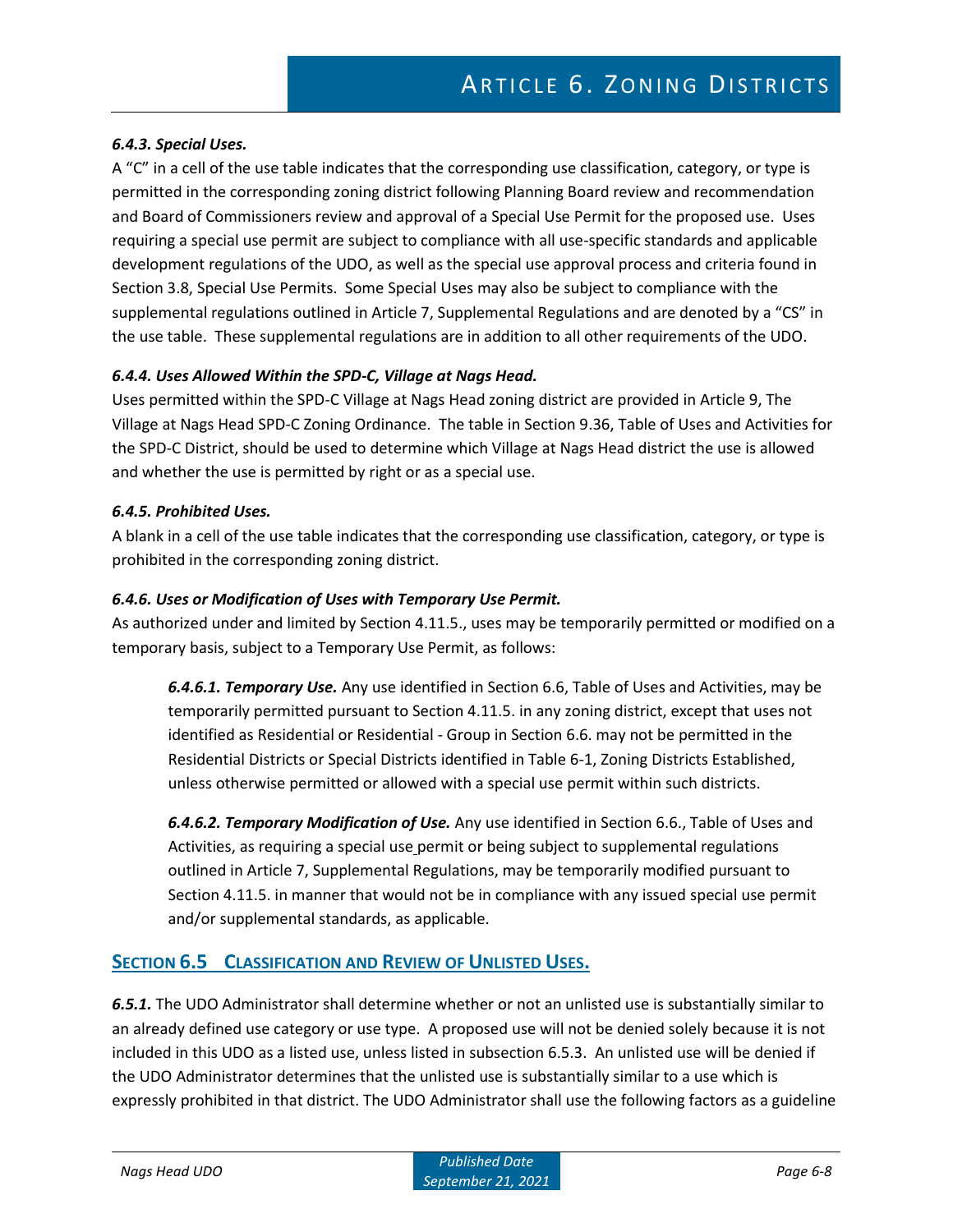### *6.4.3. Special Uses.*

A “C” in a cell of the use table indicates that the corresponding use classification, category, or type is permitted in the corresponding zoning district following Planning Board review and recommendation and Board of Commissioners review and approval of a Special Use Permit for the proposed use. Uses requiring a special use permit are subject to compliance with all use-specific standards and applicable development regulations of the UDO, as well as the special use approval process and criteria found in Section 3.8, Special Use Permits. Some Special Uses may also be subject to compliance with the supplemental regulations outlined in Article 7, Supplemental Regulations and are denoted by a “CS” in the use table. These supplemental regulations are in addition to all other requirements of the UDO.

### *6.4.4. Uses Allowed Within the SPD-C, Village at Nags Head.*

Uses permitted within the SPD-C Village at Nags Head zoning district are provided in Article 9, The Village at Nags Head SPD-C Zoning Ordinance. The table in Section 9.36, Table of Uses and Activities for the SPD-C District, should be used to determine which Village at Nags Head district the use is allowed and whether the use is permitted by right or as a special use.

### *6.4.5. Prohibited Uses.*

A blank in a cell of the use table indicates that the corresponding use classification, category, or type is prohibited in the corresponding zoning district.

### *6.4.6. Uses or Modification of Uses with Temporary Use Permit.*

As authorized under and limited by Section 4.11.5., uses may be temporarily permitted or modified on a temporary basis, subject to a Temporary Use Permit, as follows:

> ***6.4.6.1. Temporary Use.*** Any use identified in Section 6.6, Table of Uses and Activities, may be temporarily permitted pursuant to Section 4.11.5. in any zoning district, except that uses not identified as Residential or Residential - Group in Section 6.6. may not be permitted in the Residential Districts or Special Districts identified in Table 6-1, Zoning Districts Established, unless otherwise permitted or allowed with a special use permit within such districts.
>
> ***6.4.6.2. Temporary Modification of Use.*** Any use identified in Section 6.6., Table of Uses and Activities, as requiring a special use permit or being subject to supplemental regulations outlined in Article 7, Supplemental Regulations, may be temporarily modified pursuant to Section 4.11.5. in manner that would not be in compliance with any issued special use permit and/or supplemental standards, as applicable.

## SECTION 6.5 CLASSIFICATION AND REVIEW OF UNLISTED USES.

***6.5.1.*** The UDO Administrator shall determine whether or not an unlisted use is substantially similar to an already defined use category or use type. A proposed use will not be denied solely because it is not included in this UDO as a listed use, unless listed in subsection 6.5.3. An unlisted use will be denied if the UDO Administrator determines that the unlisted use is substantially similar to a use which is expressly prohibited in that district. The UDO Administrator shall use the following factors as a guideline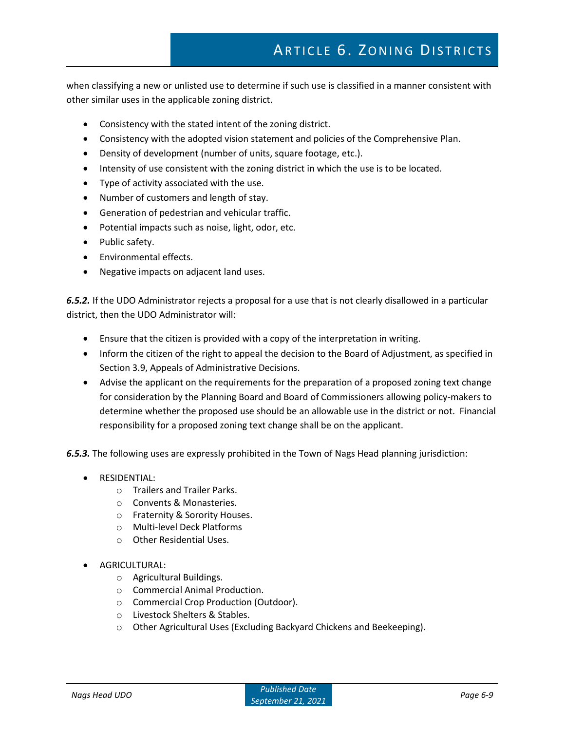when classifying a new or unlisted use to determine if such use is classified in a manner consistent with other similar uses in the applicable zoning district.

- Consistency with the stated intent of the zoning district.
- Consistency with the adopted vision statement and policies of the Comprehensive Plan.
- Density of development (number of units, square footage, etc.).
- Intensity of use consistent with the zoning district in which the use is to be located.
- Type of activity associated with the use.
- Number of customers and length of stay.
- Generation of pedestrian and vehicular traffic.
- Potential impacts such as noise, light, odor, etc.
- Public safety.
- Environmental effects.
- Negative impacts on adjacent land uses.

***6.5.2.*** If the UDO Administrator rejects a proposal for a use that is not clearly disallowed in a particular district, then the UDO Administrator will:

- Ensure that the citizen is provided with a copy of the interpretation in writing.
- Inform the citizen of the right to appeal the decision to the Board of Adjustment, as specified in Section 3.9, Appeals of Administrative Decisions.
- Advise the applicant on the requirements for the preparation of a proposed zoning text change for consideration by the Planning Board and Board of Commissioners allowing policy-makers to determine whether the proposed use should be an allowable use in the district or not. Financial responsibility for a proposed zoning text change shall be on the applicant.

***6.5.3.*** The following uses are expressly prohibited in the Town of Nags Head planning jurisdiction:

- RESIDENTIAL:
  - Trailers and Trailer Parks.
  - Convents & Monasteries.
  - Fraternity & Sorority Houses.
  - Multi-level Deck Platforms
  - Other Residential Uses.

- AGRICULTURAL:
  - Agricultural Buildings.
  - Commercial Animal Production.
  - Commercial Crop Production (Outdoor).
  - Livestock Shelters & Stables.
  - Other Agricultural Uses (Excluding Backyard Chickens and Beekeeping).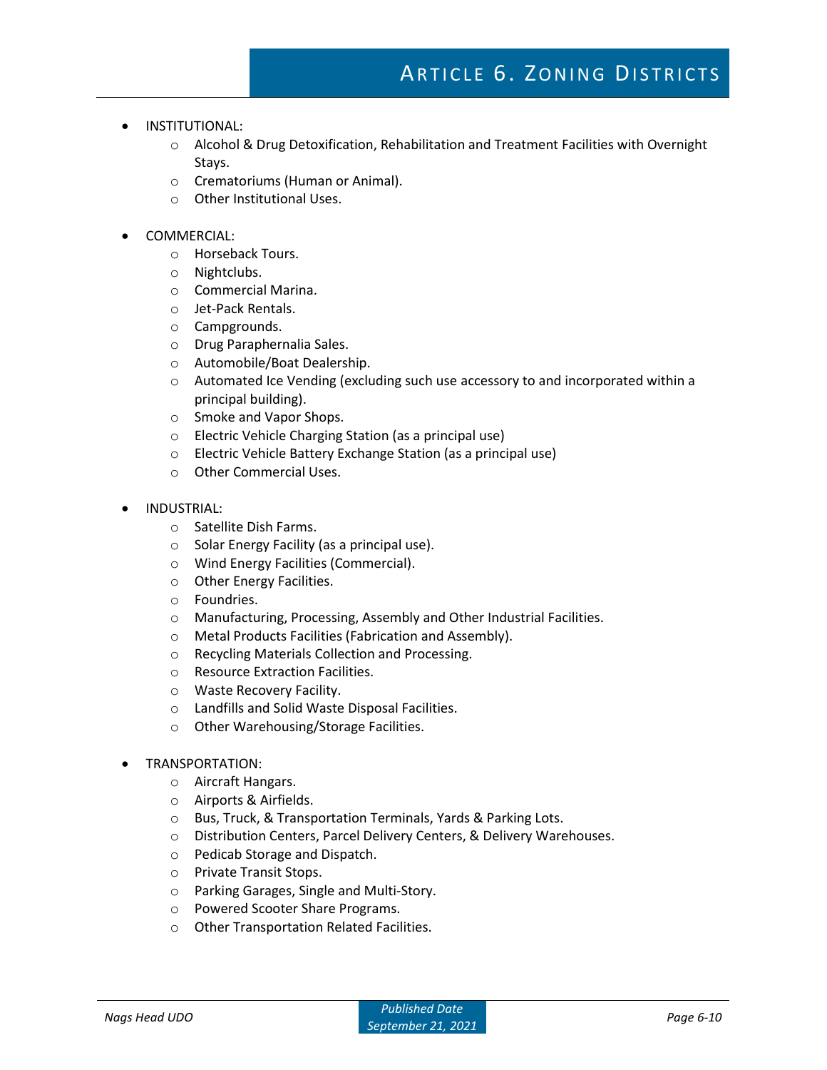- INSTITUTIONAL:
  - Alcohol & Drug Detoxification, Rehabilitation and Treatment Facilities with Overnight Stays.
  - Crematoriums (Human or Animal).
  - Other Institutional Uses.

- COMMERCIAL:
  - Horseback Tours.
  - Nightclubs.
  - Commercial Marina.
  - Jet-Pack Rentals.
  - Campgrounds.
  - Drug Paraphernalia Sales.
  - Automobile/Boat Dealership.
  - Automated Ice Vending (excluding such use accessory to and incorporated within a principal building).
  - Smoke and Vapor Shops.
  - Electric Vehicle Charging Station (as a principal use)
  - Electric Vehicle Battery Exchange Station (as a principal use)
  - Other Commercial Uses.

- INDUSTRIAL:
  - Satellite Dish Farms.
  - Solar Energy Facility (as a principal use).
  - Wind Energy Facilities (Commercial).
  - Other Energy Facilities.
  - Foundries.
  - Manufacturing, Processing, Assembly and Other Industrial Facilities.
  - Metal Products Facilities (Fabrication and Assembly).
  - Recycling Materials Collection and Processing.
  - Resource Extraction Facilities.
  - Waste Recovery Facility.
  - Landfills and Solid Waste Disposal Facilities.
  - Other Warehousing/Storage Facilities.

- TRANSPORTATION:
  - Aircraft Hangars.
  - Airports & Airfields.
  - Bus, Truck, & Transportation Terminals, Yards & Parking Lots.
  - Distribution Centers, Parcel Delivery Centers, & Delivery Warehouses.
  - Pedicab Storage and Dispatch.
  - Private Transit Stops.
  - Parking Garages, Single and Multi-Story.
  - Powered Scooter Share Programs.
  - Other Transportation Related Facilities.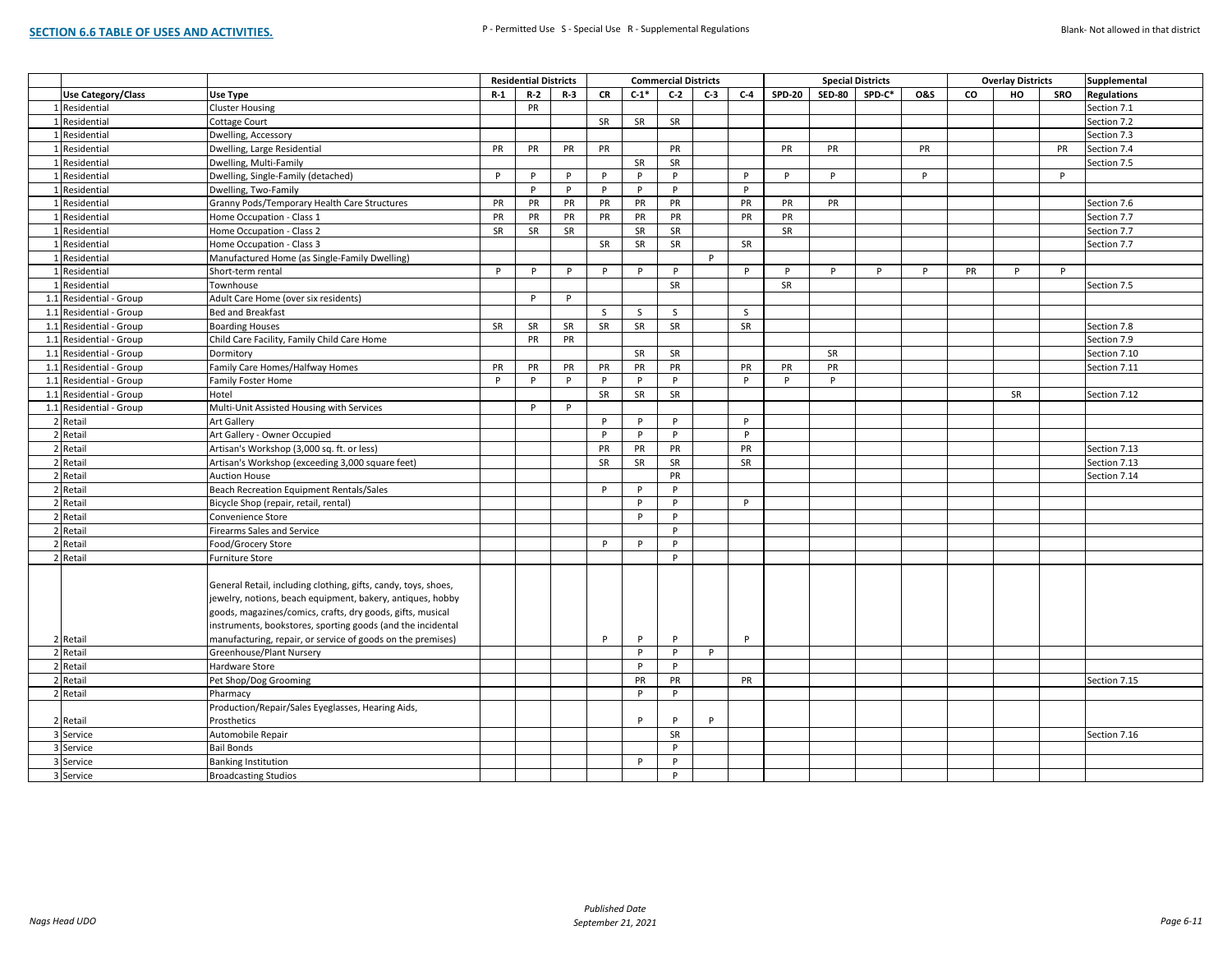## SECTION 6.6 TABLE OF USES AND ACTIVITIES.

P - Permitted Use S - Special Use R - Supplemental Regulations

Blank- Not allowed in that district

| | | | Residential Districts | | | Commercial Districts | | | | Special Districts | | | | Overlay Districts | | | Supplemental |
|---|---|---|---|---|---|---|---|---|---|---|---|---|---|---|---|---|---|
| | Use Category/Class | Use Type | R-1 | R-2 | R-3 | CR | C-1* | C-2 | C-3 | C-4 | SPD-20 | SED-80 | SPD-C* | O&S | CO | HO | SRO | Regulations |
| 1 | Residential | Cluster Housing | | PR | | | | | | | | | | | | | | Section 7.1 |
| 1 | Residential | Cottage Court | | | | SR | SR | SR | | | | | | | | | | Section 7.2 |
| 1 | Residential | Dwelling, Accessory | | | | | | | | | | | | | | | | Section 7.3 |
| 1 | Residential | Dwelling, Large Residential | PR | PR | PR | PR | | PR | | | PR | PR | | PR | | | PR | Section 7.4 |
| 1 | Residential | Dwelling, Multi-Family | | | | | SR | SR | | | | | | | | | | Section 7.5 |
| 1 | Residential | Dwelling, Single-Family (detached) | P | P | P | P | P | P | | P | P | P | | P | | | P | |
| 1 | Residential | Dwelling, Two-Family | | P | P | P | P | P | | P | | | | | | | | |
| 1 | Residential | Granny Pods/Temporary Health Care Structures | PR | PR | PR | PR | PR | PR | | PR | PR | PR | | | | | | Section 7.6 |
| 1 | Residential | Home Occupation - Class 1 | PR | PR | PR | PR | PR | PR | | PR | PR | | | | | | | Section 7.7 |
| 1 | Residential | Home Occupation - Class 2 | SR | SR | SR | | SR | SR | | | SR | | | | | | | Section 7.7 |
| 1 | Residential | Home Occupation - Class 3 | | | | SR | SR | SR | | SR | | | | | | | | Section 7.7 |
| 1 | Residential | Manufactured Home (as Single-Family Dwelling) | | | | | | | P | | | | | | | | | |
| 1 | Residential | Short-term rental | P | P | P | P | P | P | | P | P | P | P | P | PR | P | P | |
| 1 | Residential | Townhouse | | | | | | SR | | | SR | | | | | | | Section 7.5 |
| 1.1 | Residential - Group | Adult Care Home (over six residents) | | P | P | | | | | | | | | | | | | |
| 1.1 | Residential - Group | Bed and Breakfast | | | | S | S | S | | S | | | | | | | | |
| 1.1 | Residential - Group | Boarding Houses | SR | SR | SR | SR | SR | SR | | SR | | | | | | | | Section 7.8 |
| 1.1 | Residential - Group | Child Care Facility, Family Child Care Home | | PR | PR | | | | | | | | | | | | | Section 7.9 |
| 1.1 | Residential - Group | Dormitory | | | | | SR | SR | | | | SR | | | | | | Section 7.10 |
| 1.1 | Residential - Group | Family Care Homes/Halfway Homes | PR | PR | PR | PR | PR | PR | | PR | PR | PR | | | | | | Section 7.11 |
| 1.1 | Residential - Group | Family Foster Home | P | P | P | P | P | P | | P | P | P | | | | | | |
| 1.1 | Residential - Group | Hotel | | | | SR | SR | SR | | | | | | | | SR | | Section 7.12 |
| 1.1 | Residential - Group | Multi-Unit Assisted Housing with Services | | P | P | | | | | | | | | | | | | |
| 2 | Retail | Art Gallery | | | | P | P | P | | P | | | | | | | | |
| 2 | Retail | Art Gallery - Owner Occupied | | | | P | P | P | | P | | | | | | | | |
| 2 | Retail | Artisan's Workshop (3,000 sq. ft. or less) | | | | PR | PR | PR | | PR | | | | | | | | Section 7.13 |
| 2 | Retail | Artisan's Workshop (exceeding 3,000 square feet) | | | | SR | SR | SR | | SR | | | | | | | | Section 7.13 |
| 2 | Retail | Auction House | | | | | | PR | | | | | | | | | | Section 7.14 |
| 2 | Retail | Beach Recreation Equipment Rentals/Sales | | | | P | P | P | | | | | | | | | | |
| 2 | Retail | Bicycle Shop (repair, retail, rental) | | | | | P | P | | P | | | | | | | | |
| 2 | Retail | Convenience Store | | | | | P | P | | | | | | | | | | |
| 2 | Retail | Firearms Sales and Service | | | | | | P | | | | | | | | | | |
| 2 | Retail | Food/Grocery Store | | | | P | P | P | | | | | | | | | | |
| 2 | Retail | Furniture Store | | | | | | P | | | | | | | | | | |
| 2 | Retail | General Retail, including clothing, gifts, candy, toys, shoes, jewelry, notions, beach equipment, bakery, antiques, hobby goods, magazines/comics, crafts, dry goods, gifts, musical instruments, bookstores, sporting goods (and the incidental manufacturing, repair, or service of goods on the premises) | | | | P | P | P | | P | | | | | | | | |
| 2 | Retail | Greenhouse/Plant Nursery | | | | | P | P | P | | | | | | | | | |
| 2 | Retail | Hardware Store | | | | | P | P | | | | | | | | | | |
| 2 | Retail | Pet Shop/Dog Grooming | | | | | PR | PR | | PR | | | | | | | | Section 7.15 |
| 2 | Retail | Pharmacy | | | | | P | P | | | | | | | | | | |
| 2 | Retail | Production/Repair/Sales Eyeglasses, Hearing Aids, Prosthetics | | | | | P | P | P | | | | | | | | | |
| 3 | Service | Automobile Repair | | | | | | SR | | | | | | | | | | Section 7.16 |
| 3 | Service | Bail Bonds | | | | | | P | | | | | | | | | | |
| 3 | Service | Banking Institution | | | | | P | P | | | | | | | | | | |
| 3 | Service | Broadcasting Studios | | | | | | P | | | | | | | | | | |

Nags Head UDO

*Published Date*
*September 21, 2021*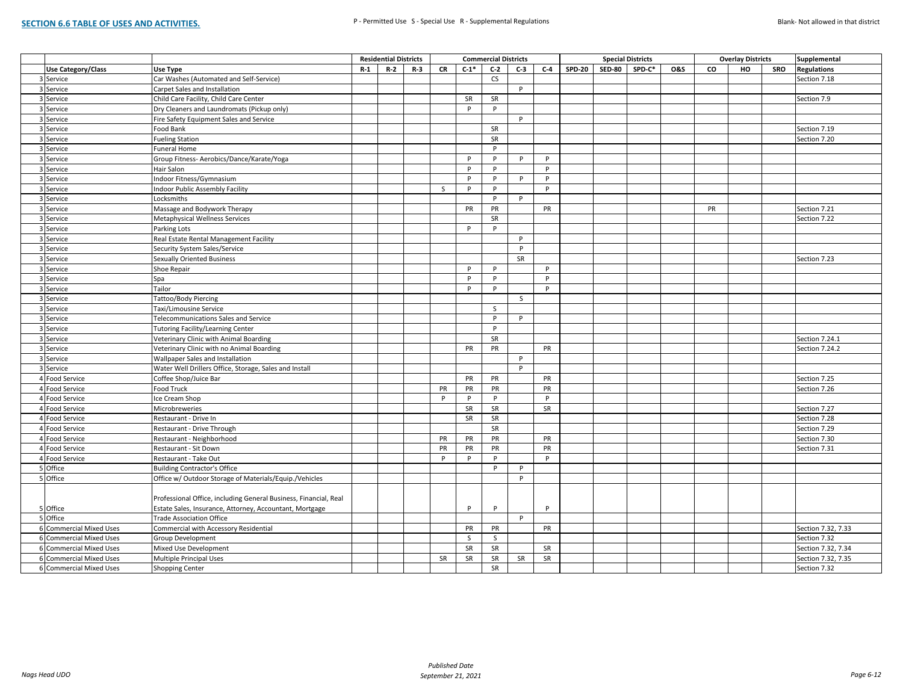## SECTION 6.6 TABLE OF USES AND ACTIVITIES.

P - Permitted Use S - Special Use R - Supplemental Regulations

Blank- Not allowed in that district

| | | Residential Districts | | | Commercial Districts | | | | | Special Districts | | | | Overlay Districts | | | Supplemental |
|---|---|---|---|---|---|---|---|---|---|---|---|---|---|---|---|---|---|
| Use Category/Class | Use Type | R-1 | R-2 | R-3 | CR | C-1* | C-2 | C-3 | C-4 | SPD-20 | SED-80 | SPD-C* | O&S | CO | HO | SRO | Regulations |
| 3 Service | Car Washes (Automated and Self-Service) | | | | | | CS | | | | | | | | | | Section 7.18 |
| 3 Service | Carpet Sales and Installation | | | | | | | P | | | | | | | | | |
| 3 Service | Child Care Facility, Child Care Center | | | | | SR | SR | | | | | | | | | | Section 7.9 |
| 3 Service | Dry Cleaners and Laundromats (Pickup only) | | | | | P | P | | | | | | | | | | |
| 3 Service | Fire Safety Equipment Sales and Service | | | | | | | P | | | | | | | | | |
| 3 Service | Food Bank | | | | | | SR | | | | | | | | | | Section 7.19 |
| 3 Service | Fueling Station | | | | | | SR | | | | | | | | | | Section 7.20 |
| 3 Service | Funeral Home | | | | | | P | | | | | | | | | | |
| 3 Service | Group Fitness- Aerobics/Dance/Karate/Yoga | | | | | P | P | P | P | | | | | | | | |
| 3 Service | Hair Salon | | | | | P | P | | P | | | | | | | | |
| 3 Service | Indoor Fitness/Gymnasium | | | | | P | P | P | P | | | | | | | | |
| 3 Service | Indoor Public Assembly Facility | | | | S | P | P | | P | | | | | | | | |
| 3 Service | Locksmiths | | | | | | P | P | | | | | | | | | |
| 3 Service | Massage and Bodywork Therapy | | | | | PR | PR | | PR | | | | | PR | | | Section 7.21 |
| 3 Service | Metaphysical Wellness Services | | | | | | SR | | | | | | | | | | Section 7.22 |
| 3 Service | Parking Lots | | | | | P | P | | | | | | | | | | |
| 3 Service | Real Estate Rental Management Facility | | | | | | | P | | | | | | | | | |
| 3 Service | Security System Sales/Service | | | | | | | P | | | | | | | | | |
| 3 Service | Sexually Oriented Business | | | | | | | SR | | | | | | | | | Section 7.23 |
| 3 Service | Shoe Repair | | | | | P | P | | P | | | | | | | | |
| 3 Service | Spa | | | | | P | P | | P | | | | | | | | |
| 3 Service | Tailor | | | | | P | P | | P | | | | | | | | |
| 3 Service | Tattoo/Body Piercing | | | | | | | S | | | | | | | | | |
| 3 Service | Taxi/Limousine Service | | | | | | S | | | | | | | | | | |
| 3 Service | Telecommunications Sales and Service | | | | | | P | P | | | | | | | | | |
| 3 Service | Tutoring Facility/Learning Center | | | | | | P | | | | | | | | | | |
| 3 Service | Veterinary Clinic with Animal Boarding | | | | | | SR | | | | | | | | | | Section 7.24.1 |
| 3 Service | Veterinary Clinic with no Animal Boarding | | | | | PR | PR | | PR | | | | | | | | Section 7.24.2 |
| 3 Service | Wallpaper Sales and Installation | | | | | | | P | | | | | | | | | |
| 3 Service | Water Well Drillers Office, Storage, Sales and Install | | | | | | | P | | | | | | | | | |
| 4 Food Service | Coffee Shop/Juice Bar | | | | | PR | PR | | PR | | | | | | | | Section 7.25 |
| 4 Food Service | Food Truck | | | | PR | PR | PR | | PR | | | | | | | | Section 7.26 |
| 4 Food Service | Ice Cream Shop | | | | P | P | P | | P | | | | | | | | |
| 4 Food Service | Microbreweries | | | | | SR | SR | | SR | | | | | | | | Section 7.27 |
| 4 Food Service | Restaurant - Drive In | | | | | SR | SR | | | | | | | | | | Section 7.28 |
| 4 Food Service | Restaurant - Drive Through | | | | | | SR | | | | | | | | | | Section 7.29 |
| 4 Food Service | Restaurant - Neighborhood | | | | PR | PR | PR | | PR | | | | | | | | Section 7.30 |
| 4 Food Service | Restaurant - Sit Down | | | | PR | PR | PR | | PR | | | | | | | | Section 7.31 |
| 4 Food Service | Restaurant - Take Out | | | | P | P | P | | P | | | | | | | | |
| 5 Office | Building Contractor's Office | | | | | | P | P | | | | | | | | | |
| 5 Office | Office w/ Outdoor Storage of Materials/Equip./Vehicles | | | | | | | P | | | | | | | | | |
| 5 Office | Professional Office, including General Business, Financial, Real Estate Sales, Insurance, Attorney, Accountant, Mortgage | | | | | P | P | | P | | | | | | | | |
| 5 Office | Trade Association Office | | | | | | | P | | | | | | | | | |
| 6 Commercial Mixed Uses | Commercial with Accessory Residential | | | | | PR | PR | | PR | | | | | | | | Section 7.32, 7.33 |
| 6 Commercial Mixed Uses | Group Development | | | | | S | S | | | | | | | | | | Section 7.32 |
| 6 Commercial Mixed Uses | Mixed Use Development | | | | | SR | SR | | SR | | | | | | | | Section 7.32, 7.34 |
| 6 Commercial Mixed Uses | Multiple Principal Uses | | | | SR | SR | SR | SR | SR | | | | | | | | Section 7.32, 7.35 |
| 6 Commercial Mixed Uses | Shopping Center | | | | | | SR | | | | | | | | | | Section 7.32 |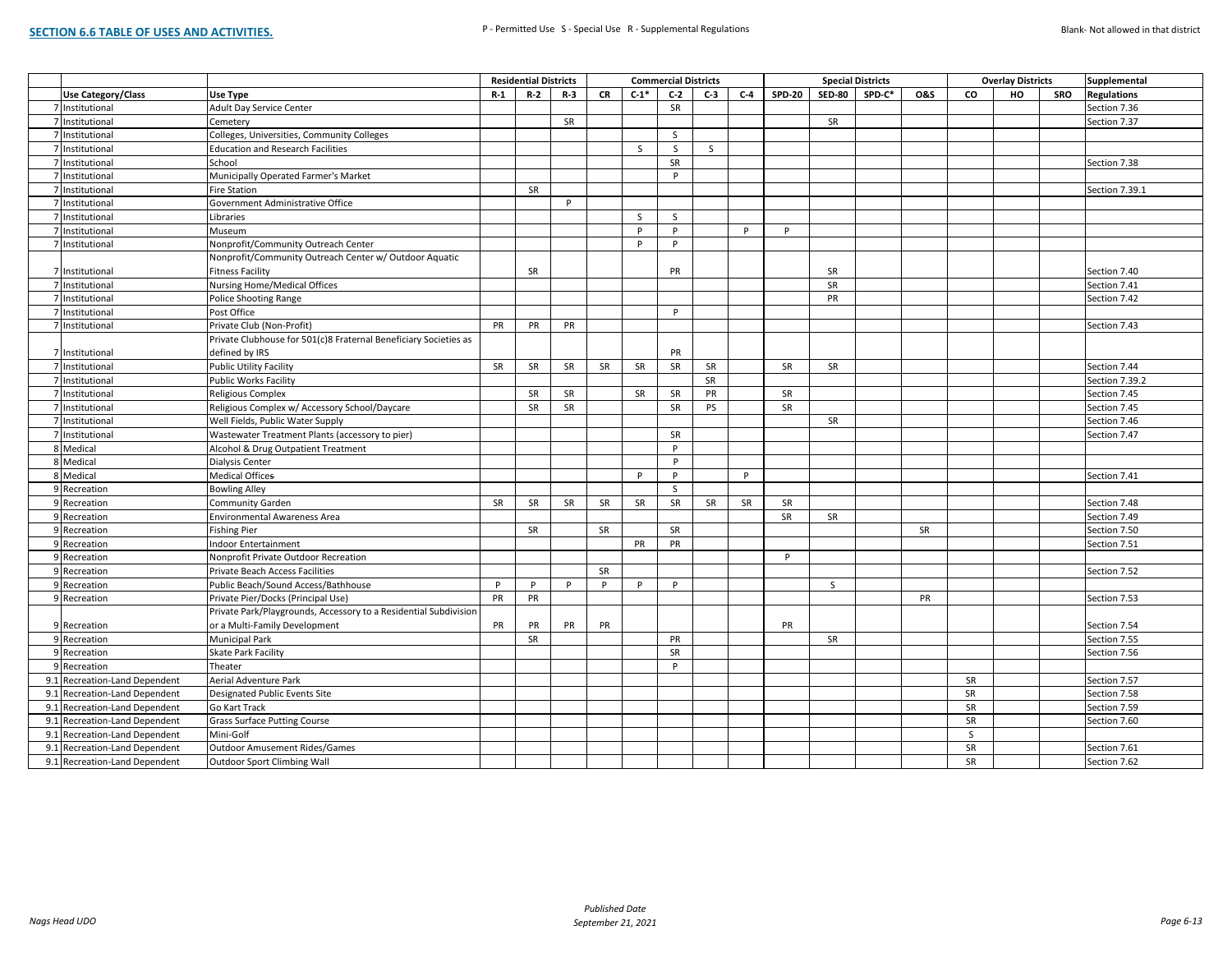## SECTION 6.6 TABLE OF USES AND ACTIVITIES.

P - Permitted Use S - Special Use R - Supplemental Regulations

Blank- Not allowed in that district

| | | Residential Districts | | | Commercial Districts | | | | | Special Districts | | | | Overlay Districts | | | Supplemental |
|---|---|---|---|---|---|---|---|---|---|---|---|---|---|---|---|---|---|
| | Use Category/Class | Use Type | R-1 | R-2 | R-3 | CR | C-1* | C-2 | C-3 | C-4 | SPD-20 | SED-80 | SPD-C* | O&S | CO | HO | SRO | Regulations |
| 7 | Institutional | Adult Day Service Center | | | | | | SR | | | | | | | | | | Section 7.36 |
| 7 | Institutional | Cemetery | | | SR | | | | | | | SR | | | | | | Section 7.37 |
| 7 | Institutional | Colleges, Universities, Community Colleges | | | | | | S | | | | | | | | | | |
| 7 | Institutional | Education and Research Facilities | | | | | S | S | S | | | | | | | | | |
| 7 | Institutional | School | | | | | | SR | | | | | | | | | | Section 7.38 |
| 7 | Institutional | Municipally Operated Farmer's Market | | | | | | P | | | | | | | | | | |
| 7 | Institutional | Fire Station | | SR | | | | | | | | | | | | | | Section 7.39.1 |
| 7 | Institutional | Government Administrative Office | | | P | | | | | | | | | | | | | |
| 7 | Institutional | Libraries | | | | | S | S | | | | | | | | | | |
| 7 | Institutional | Museum | | | | | P | P | | P | P | | | | | | | |
| 7 | Institutional | Nonprofit/Community Outreach Center | | | | | P | P | | | | | | | | | | |
| 7 | Institutional | Nonprofit/Community Outreach Center w/ Outdoor Aquatic Fitness Facility | | SR | | | | PR | | | | SR | | | | | | Section 7.40 |
| 7 | Institutional | Nursing Home/Medical Offices | | | | | | | | | | SR | | | | | | Section 7.41 |
| 7 | Institutional | Police Shooting Range | | | | | | | | | | PR | | | | | | Section 7.42 |
| 7 | Institutional | Post Office | | | | | | P | | | | | | | | | | |
| 7 | Institutional | Private Club (Non-Profit) | PR | PR | PR | | | | | | | | | | | | | Section 7.43 |
| 7 | Institutional | Private Clubhouse for 501(c)8 Fraternal Beneficiary Societies as defined by IRS | | | | | | PR | | | | | | | | | | |
| 7 | Institutional | Public Utility Facility | SR | SR | SR | SR | SR | SR | SR | | SR | SR | | | | | | Section 7.44 |
| 7 | Institutional | Public Works Facility | | | | | | | SR | | | | | | | | | Section 7.39.2 |
| 7 | Institutional | Religious Complex | | SR | SR | | SR | SR | PR | | SR | | | | | | | Section 7.45 |
| 7 | Institutional | Religious Complex w/ Accessory School/Daycare | | SR | SR | | | SR | PS | | SR | | | | | | | Section 7.45 |
| 7 | Institutional | Well Fields, Public Water Supply | | | | | | | | | | SR | | | | | | Section 7.46 |
| 7 | Institutional | Wastewater Treatment Plants (accessory to pier) | | | | | | SR | | | | | | | | | | Section 7.47 |
| 8 | Medical | Alcohol & Drug Outpatient Treatment | | | | | | P | | | | | | | | | | |
| 8 | Medical | Dialysis Center | | | | | | P | | | | | | | | | | |
| 8 | Medical | Medical Offices | | | | | P | P | | P | | | | | | | | Section 7.41 |
| 9 | Recreation | Bowling Alley | | | | | | S | | | | | | | | | | |
| 9 | Recreation | Community Garden | SR | SR | SR | SR | SR | SR | SR | SR | SR | | | | | | | Section 7.48 |
| 9 | Recreation | Environmental Awareness Area | | | | | | | | | SR | SR | | | | | | Section 7.49 |
| 9 | Recreation | Fishing Pier | | SR | | SR | | SR | | | | | | SR | | | | Section 7.50 |
| 9 | Recreation | Indoor Entertainment | | | | | PR | PR | | | | | | | | | | Section 7.51 |
| 9 | Recreation | Nonprofit Private Outdoor Recreation | | | | | | | | | P | | | | | | | |
| 9 | Recreation | Private Beach Access Facilities | | | | SR | | | | | | | | | | | | Section 7.52 |
| 9 | Recreation | Public Beach/Sound Access/Bathhouse | P | P | P | P | P | P | | | | S | | | | | | |
| 9 | Recreation | Private Pier/Docks (Principal Use) | PR | PR | | | | | | | | | | PR | | | | Section 7.53 |
| 9 | Recreation | Private Park/Playgrounds, Accessory to a Residential Subdivision or a Multi-Family Development | PR | PR | PR | PR | | | | | PR | | | | | | | Section 7.54 |
| 9 | Recreation | Municipal Park | | SR | | | | PR | | | | SR | | | | | | Section 7.55 |
| 9 | Recreation | Skate Park Facility | | | | | | SR | | | | | | | | | | Section 7.56 |
| 9 | Recreation | Theater | | | | | | P | | | | | | | | | | |
| 9.1 | Recreation-Land Dependent | Aerial Adventure Park | | | | | | | | | | | | | SR | | | Section 7.57 |
| 9.1 | Recreation-Land Dependent | Designated Public Events Site | | | | | | | | | | | | | SR | | | Section 7.58 |
| 9.1 | Recreation-Land Dependent | Go Kart Track | | | | | | | | | | | | | SR | | | Section 7.59 |
| 9.1 | Recreation-Land Dependent | Grass Surface Putting Course | | | | | | | | | | | | | SR | | | Section 7.60 |
| 9.1 | Recreation-Land Dependent | Mini-Golf | | | | | | | | | | | | | S | | | |
| 9.1 | Recreation-Land Dependent | Outdoor Amusement Rides/Games | | | | | | | | | | | | | SR | | | Section 7.61 |
| 9.1 | Recreation-Land Dependent | Outdoor Sport Climbing Wall | | | | | | | | | | | | | SR | | | Section 7.62 |

*Published Date*
*September 21, 2021*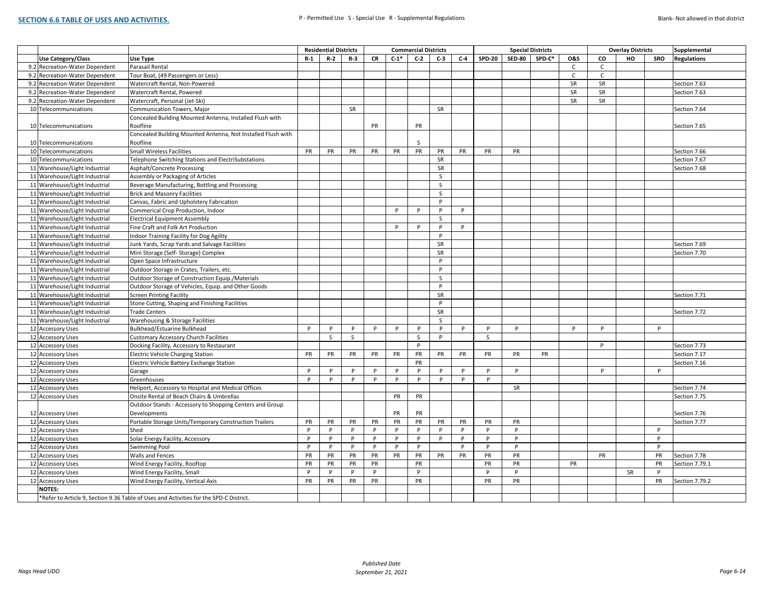**SECTION 6.6 TABLE OF USES AND ACTIVITIES.**

P - Permitted Use S - Special Use R - Supplemental Regulations

Blank- Not allowed in that district

| | | | Residential Districts | | | Commercial Districts | | | | | Special Districts | | | | Overlay Districts | | | Supplemental |
|---|---|---|---|---|---|---|---|---|---|---|---|---|---|---|---|---|---|---|
| | Use Category/Class | Use Type | R-1 | R-2 | R-3 | CR | C-1* | C-2 | C-3 | C-4 | SPD-20 | SED-80 | SPD-C* | O&S | CO | HO | SRO | Regulations |
| 9.2 | Recreation-Water Dependent | Parasail Rental | | | | | | | | | | | | C | C | | | |
| 9.2 | Recreation-Water Dependent | Tour Boat, (49 Passengers or Less) | | | | | | | | | | | | C | C | | | |
| 9.2 | Recreation-Water Dependent | Watercraft Rental, Non-Powered | | | | | | | | | | | | SR | SR | | | Section 7.63 |
| 9.2 | Recreation-Water Dependent | Watercraft Rental, Powered | | | | | | | | | | | | SR | SR | | | Section 7.63 |
| 9.2 | Recreation-Water Dependent | Watercraft, Personal (Jet-Ski) | | | | | | | | | | | | SR | SR | | | |
| 10 | Telecommunications | Communication Towers, Major | | | | SR | | | SR | | | | | | | | | Section 7.64 |
| 10 | Telecommunications | Concealed Building Mounted Antenna, Installed Flush with Roofline | | | | PR | | PR | | | | | | | | | | Section 7.65 |
| 10 | Telecommunications | Concealed Building Mounted Antenna, Not Installed Flush with Roofline | | | | | | S | | | | | | | | | | |
| 10 | Telecommunications | Small Wireless Facilities | PR | PR | PR | PR | PR | PR | PR | PR | PR | PR | | | | | | Section 7.66 |
| 10 | Telecommunications | Telephone Switching Stations and ElectriSubstations | | | | | | | SR | | | | | | | | | Section 7.67 |
| 11 | Warehouse/Light Industrial | Asphalt/Concrete Processing | | | | | | | SR | | | | | | | | | Section 7.68 |
| 11 | Warehouse/Light Industrial | Assembly or Packaging of Articles | | | | | | | S | | | | | | | | | |
| 11 | Warehouse/Light Industrial | Beverage Manufacturing, Bottling and Processing | | | | | | | S | | | | | | | | | |
| 11 | Warehouse/Light Industrial | Brick and Masonry Facilities | | | | | | | S | | | | | | | | | |
| 11 | Warehouse/Light Industrial | Canvas, Fabric and Upholstery Fabrication | | | | | | | P | | | | | | | | | |
| 11 | Warehouse/Light Industrial | Commerical Crop Production, Indoor | | | | | P | P | P | P | | | | | | | | |
| 11 | Warehouse/Light Industrial | Electrical Equipment Assembly | | | | | | | S | | | | | | | | | |
| 11 | Warehouse/Light Industrial | Fine Craft and Folk Art Production | | | | | P | P | P | P | | | | | | | | |
| 11 | Warehouse/Light Industrial | Indoor Training Facility for Dog Agility | | | | | | | P | | | | | | | | | |
| 11 | Warehouse/Light Industrial | Junk Yards, Scrap Yards and Salvage Facilities | | | | | | | SR | | | | | | | | | Section 7.69 |
| 11 | Warehouse/Light Industrial | Mini Storage (Self- Storage) Complex | | | | | | | SR | | | | | | | | | Section 7.70 |
| 11 | Warehouse/Light Industrial | Open Space Infrastructure | | | | | | | P | | | | | | | | | |
| 11 | Warehouse/Light Industrial | Outdoor Storage in Crates, Trailers, etc. | | | | | | | P | | | | | | | | | |
| 11 | Warehouse/Light Industrial | Outdoor Storage of Construction Equip./Materials | | | | | | | S | | | | | | | | | |
| 11 | Warehouse/Light Industrial | Outdoor Storage of Vehicles, Equip. and Other Goods | | | | | | | P | | | | | | | | | |
| 11 | Warehouse/Light Industrial | Screen Printing Facility | | | | | | | SR | | | | | | | | | Section 7.71 |
| 11 | Warehouse/Light Industrial | Stone Cutting, Shaping and Finishing Facilities | | | | | | | P | | | | | | | | | |
| 11 | Warehouse/Light Industrial | Trade Centers | | | | | | | SR | | | | | | | | | Section 7.72 |
| 11 | Warehouse/Light Industrial | Warehousing & Storage Facilities | | | | | | | S | | | | | | | | | |
| 12 | Accessory Uses | Bulkhead/Estuarine Bulkhead | P | P | P | P | P | P | P | P | P | P | | P | P | | P | |
| 12 | Accessory Uses | Customary Accessory Church Facilities | | S | S | | | S | P | | S | | | | | | | |
| 12 | Accessory Uses | Docking Facility, Accessory to Restaurant | | | | | | P | | | | | | | P | | | Section 7.73 |
| 12 | Accessory Uses | Electric Vehicle Charging Station | PR | PR | PR | PR | PR | PR | PR | PR | PR | PR | PR | | | | | Section 7.17 |
| 12 | Accessory Uses | Electric Vehicle Battery Exchange Station | | | | | | PR | | | | | | | | | | Section 7.16 |
| 12 | Accessory Uses | Garage | P | P | P | P | P | P | P | P | P | P | | | P | | P | |
| 12 | Accessory Uses | Greenhouses | P | P | P | P | P | P | P | P | P | | | | | | | |
| 12 | Accessory Uses | Heliport, Accessory to Hospital and Medical Offices | | | | | | | | | | SR | | | | | | Section 7.74 |
| 12 | Accessory Uses | Onsite Rental of Beach Chairs & Umbrellas | | | | | PR | PR | | | | | | | | | | Section 7.75 |
| 12 | Accessory Uses | Outdoor Stands - Accessory to Shopping Centers and Group Developments | | | | | PR | PR | | | | | | | | | | Section 7.76 |
| 12 | Accessory Uses | Portable Storage Units/Temporary Construction Trailers | PR | PR | PR | PR | PR | PR | PR | PR | PR | PR | | | | | | Section 7.77 |
| 12 | Accessory Uses | Shed | P | P | P | P | P | P | P | P | P | P | | | | | P | |
| 12 | Accessory Uses | Solar Energy Facility, Accessory | P | P | P | P | P | P | P | P | P | P | | | | | P | |
| 12 | Accessory Uses | Swimming Pool | P | P | P | P | P | P | | P | P | P | | | | | P | |
| 12 | Accessory Uses | Walls and Fences | PR | PR | PR | PR | PR | PR | PR | PR | PR | PR | | | PR | | PR | Section 7.78 |
| 12 | Accessory Uses | Wind Energy Facility, Rooftop | PR | PR | PR | PR | | PR | | | PR | PR | | PR | | | PR | Section 7.79.1 |
| 12 | Accessory Uses | Wind Energy Facility, Small | P | P | P | P | | P | | | P | P | | | | SR | P | |
| 12 | Accessory Uses | Wind Energy Facility, Vertical Axis | PR | PR | PR | PR | | PR | | | PR | PR | | | | | PR | Section 7.79.2 |
| | NOTES: | | | | | | | | | | | | | | | | | |
| | *Refer to Article 9, Section 9.36 Table of Uses and Activities for the SPD-C District. | | | | | | | | | | | | | | | | | |